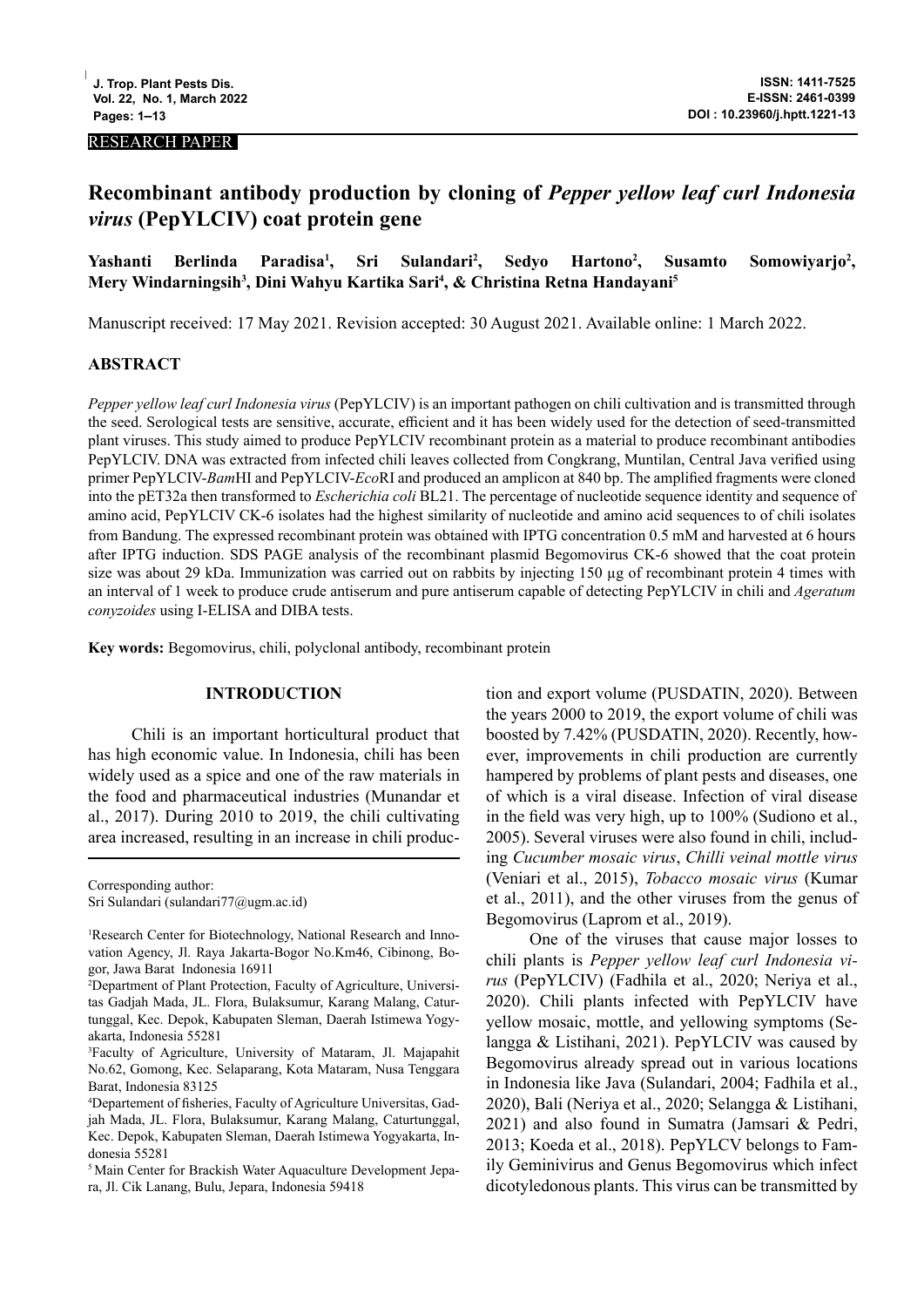RESEARCH PAPER

# Recombinant antibody production by cloning of *Pepper yellow leaf curl Indonesia virus* (PepYLCIV) coat protein gene

**Yashanti Berlinda Paradisa[1], Sri Sulandari[2], Sedyo Hartono[2], Susamto Somowiyarjo[2], Mery Windarningsih[3], Dini Wahyu Kartika Sari[4], & Christina Retna Handayani[5]**

Manuscript received: 17 May 2021. Revision accepted: 30 August 2021. Available online: 1 March 2022.

## ABSTRACT

*Pepper yellow leaf curl Indonesia virus* (PepYLCIV) is an important pathogen on chili cultivation and is transmitted through the seed. Serological tests are sensitive, accurate, efficient and it has been widely used for the detection of seed-transmitted plant viruses. This study aimed to produce PepYLCIV recombinant protein as a material to produce recombinant antibodies PepYLCIV. DNA was extracted from infected chili leaves collected from Congkrang, Muntilan, Central Java verified using primer PepYLCIV-*Bam*HI and PepYLCIV-*Eco*RI and produced an amplicon at 840 bp. The amplified fragments were cloned into the pET32a then transformed to *Escherichia coli* BL21. The percentage of nucleotide sequence identity and sequence of amino acid, PepYLCIV CK-6 isolates had the highest similarity of nucleotide and amino acid sequences to of chili isolates from Bandung. The expressed recombinant protein was obtained with IPTG concentration 0.5 mM and harvested at 6 hours after IPTG induction. SDS PAGE analysis of the recombinant plasmid Begomovirus CK-6 showed that the coat protein size was about 29 kDa. Immunization was carried out on rabbits by injecting 150 µg of recombinant protein 4 times with an interval of 1 week to produce crude antiserum and pure antiserum capable of detecting PepYLCIV in chili and *Ageratum conyzoides* using I-ELISA and DIBA tests.

**Key words:** Begomovirus, chili, polyclonal antibody, recombinant protein

## INTRODUCTION

Chili is an important horticultural product that has high economic value. In Indonesia, chili has been widely used as a spice and one of the raw materials in the food and pharmaceutical industries (Munandar et al., 2017). During 2010 to 2019, the chili cultivating area increased, resulting in an increase in chili production and export volume (PUSDATIN, 2020). Between the years 2000 to 2019, the export volume of chili was boosted by 7.42% (PUSDATIN, 2020). Recently, however, improvements in chili production are currently hampered by problems of plant pests and diseases, one of which is a viral disease. Infection of viral disease in the field was very high, up to 100% (Sudiono et al., 2005). Several viruses were also found in chili, including *Cucumber mosaic virus*, *Chilli veinal mottle virus* (Veniari et al., 2015), *Tobacco mosaic virus* (Kumar et al., 2011), and the other viruses from the genus of Begomovirus (Laprom et al., 2019).

One of the viruses that cause major losses to chili plants is *Pepper yellow leaf curl Indonesia virus* (PepYLCIV) (Fadhila et al., 2020; Neriya et al., 2020). Chili plants infected with PepYLCIV have yellow mosaic, mottle, and yellowing symptoms (Selangga & Listihani, 2021). PepYLCIV was caused by Begomovirus already spread out in various locations in Indonesia like Java (Sulandari, 2004; Fadhila et al., 2020), Bali (Neriya et al., 2020; Selangga & Listihani, 2021) and also found in Sumatra (Jamsari & Pedri, 2013; Koeda et al., 2018). PepYLCV belongs to Family Geminivirus and Genus Begomovirus which infect dicotyledonous plants. This virus can be transmitted by

Corresponding author:
Sri Sulandari (sulandari77@ugm.ac.id)

[1]Research Center for Biotechnology, National Research and Innovation Agency, Jl. Raya Jakarta-Bogor No.Km46, Cibinong, Bogor, Jawa Barat Indonesia 16911

[2]Department of Plant Protection, Faculty of Agriculture, Universitas Gadjah Mada, JL. Flora, Bulaksumur, Karang Malang, Caturtunggal, Kec. Depok, Kabupaten Sleman, Daerah Istimewa Yogyakarta, Indonesia 55281

[3]Faculty of Agriculture, University of Mataram, Jl. Majapahit No.62, Gomong, Kec. Selaparang, Kota Mataram, Nusa Tenggara Barat, Indonesia 83125

[4]Departement of fisheries, Faculty of Agriculture Universitas, Gadjah Mada, JL. Flora, Bulaksumur, Karang Malang, Caturtunggal, Kec. Depok, Kabupaten Sleman, Daerah Istimewa Yogyakarta, Indonesia 55281

[5]Main Center for Brackish Water Aquaculture Development Jepara, Jl. Cik Lanang, Bulu, Jepara, Indonesia 59418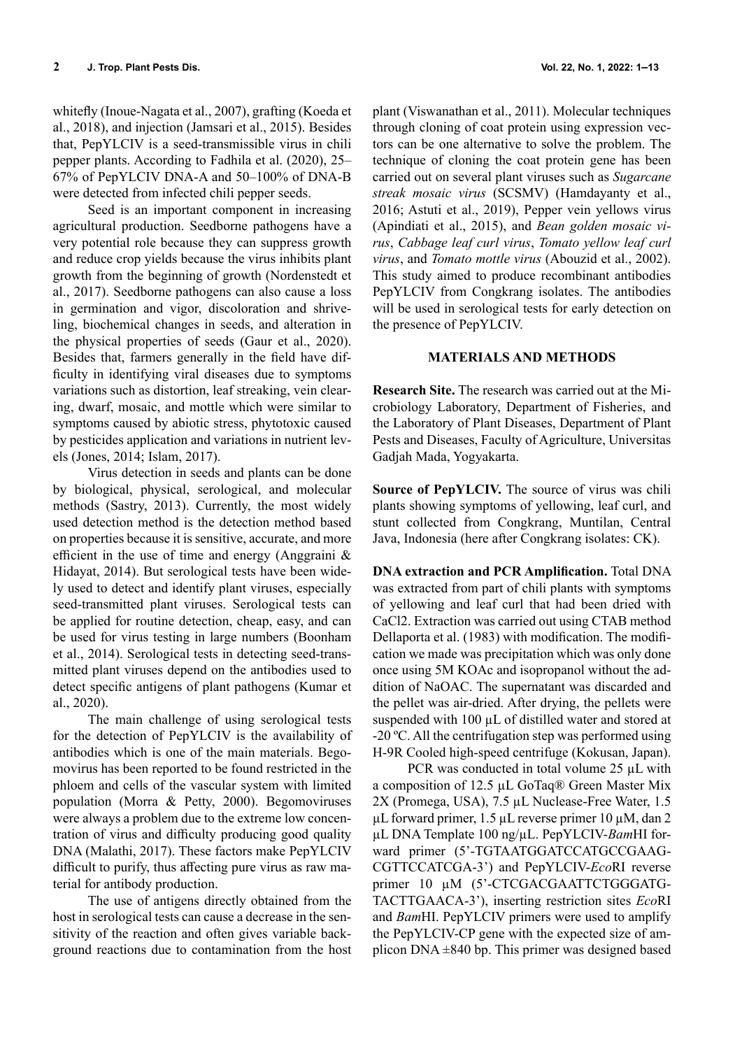whitefly (Inoue-Nagata et al., 2007), grafting (Koeda et al., 2018), and injection (Jamsari et al., 2015). Besides that, PepYLCIV is a seed-transmissible virus in chili pepper plants. According to Fadhila et al. (2020), 25–67% of PepYLCIV DNA-A and 50–100% of DNA-B were detected from infected chili pepper seeds.

Seed is an important component in increasing agricultural production. Seedborne pathogens have a very potential role because they can suppress growth and reduce crop yields because the virus inhibits plant growth from the beginning of growth (Nordenstedt et al., 2017). Seedborne pathogens can also cause a loss in germination and vigor, discoloration and shriveling, biochemical changes in seeds, and alteration in the physical properties of seeds (Gaur et al., 2020). Besides that, farmers generally in the field have difficulty in identifying viral diseases due to symptoms variations such as distortion, leaf streaking, vein clearing, dwarf, mosaic, and mottle which were similar to symptoms caused by abiotic stress, phytotoxic caused by pesticides application and variations in nutrient levels (Jones, 2014; Islam, 2017).

Virus detection in seeds and plants can be done by biological, physical, serological, and molecular methods (Sastry, 2013). Currently, the most widely used detection method is the detection method based on properties because it is sensitive, accurate, and more efficient in the use of time and energy (Anggraini & Hidayat, 2014). But serological tests have been widely used to detect and identify plant viruses, especially seed-transmitted plant viruses. Serological tests can be applied for routine detection, cheap, easy, and can be used for virus testing in large numbers (Boonham et al., 2014). Serological tests in detecting seed-transmitted plant viruses depend on the antibodies used to detect specific antigens of plant pathogens (Kumar et al., 2020).

The main challenge of using serological tests for the detection of PepYLCIV is the availability of antibodies which is one of the main materials. Begomovirus has been reported to be found restricted in the phloem and cells of the vascular system with limited population (Morra & Petty, 2000). Begomoviruses were always a problem due to the extreme low concentration of virus and difficulty producing good quality DNA (Malathi, 2017). These factors make PepYLCIV difficult to purify, thus affecting pure virus as raw material for antibody production.

The use of antigens directly obtained from the host in serological tests can cause a decrease in the sensitivity of the reaction and often gives variable background reactions due to contamination from the host plant (Viswanathan et al., 2011). Molecular techniques through cloning of coat protein using expression vectors can be one alternative to solve the problem. The technique of cloning the coat protein gene has been carried out on several plant viruses such as *Sugarcane streak mosaic virus* (SCSMV) (Hamdayanty et al., 2016; Astuti et al., 2019), Pepper vein yellows virus (Apindiati et al., 2015), and *Bean golden mosaic virus*, *Cabbage leaf curl virus*, *Tomato yellow leaf curl virus*, and *Tomato mottle virus* (Abouzid et al., 2002). This study aimed to produce recombinant antibodies PepYLCIV from Congkrang isolates. The antibodies will be used in serological tests for early detection on the presence of PepYLCIV.

## MATERIALS AND METHODS

**Research Site.** The research was carried out at the Microbiology Laboratory, Department of Fisheries, and the Laboratory of Plant Diseases, Department of Plant Pests and Diseases, Faculty of Agriculture, Universitas Gadjah Mada, Yogyakarta.

**Source of PepYLCIV.** The source of virus was chili plants showing symptoms of yellowing, leaf curl, and stunt collected from Congkrang, Muntilan, Central Java, Indonesia (here after Congkrang isolates: CK).

**DNA extraction and PCR Amplification.** Total DNA was extracted from part of chili plants with symptoms of yellowing and leaf curl that had been dried with $CaCl_2$. Extraction was carried out using CTAB method Dellaporta et al. (1983) with modification. The modification we made was precipitation which was only done once using 5M KOAc and isopropanol without the addition of NaOAC. The supernatant was discarded and the pellet was air-dried. After drying, the pellets were suspended with 100 µL of distilled water and stored at -20 ºC. All the centrifugation step was performed using H-9R Cooled high-speed centrifuge (Kokusan, Japan).

PCR was conducted in total volume 25 µL with a composition of 12.5 µL GoTaq® Green Master Mix 2X (Promega, USA), 7.5 µL Nuclease-Free Water, 1.5 µL forward primer, 1.5 µL reverse primer 10 µM, dan 2 µL DNA Template 100 ng/µL. PepYLCIV-*Bam*HI forward primer (5'-TGTAATGGATCCATGCCGAAGCGTTCCATCGA-3') and PepYLCIV-*Eco*RI reverse primer 10 µM (5'-CTCGACGAATTCTGGGATGTACTTGAACA-3'), inserting restriction sites *Eco*RI and *Bam*HI. PepYLCIV primers were used to amplify the PepYLCIV-CP gene with the expected size of amplicon DNA ±840 bp. This primer was designed based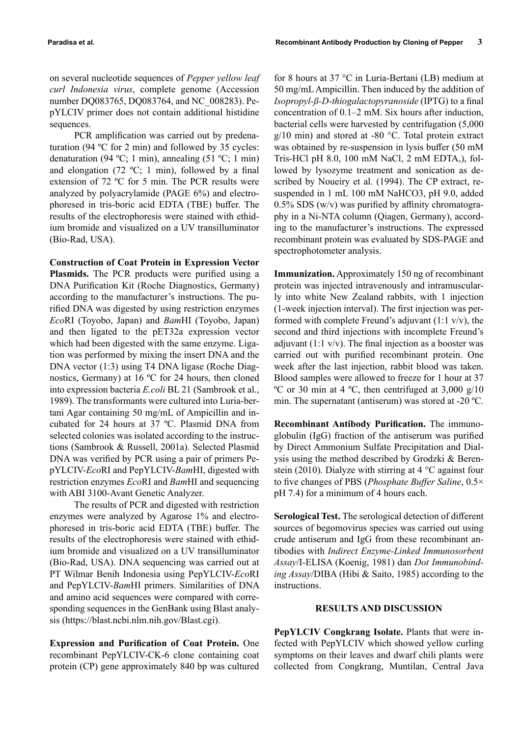on several nucleotide sequences of *Pepper yellow leaf curl Indonesia virus*, complete genome (Accession number DQ083765, DQ083764, and NC_008283). PepYLCIV primer does not contain additional histidine sequences.

PCR amplification was carried out by predenaturation (94 ºC for 2 min) and followed by 35 cycles: denaturation (94 ºC; 1 min), annealing (51 ºC; 1 min) and elongation (72 ºC; 1 min), followed by a final extension of 72 ºC for 5 min. The PCR results were analyzed by polyacrylamide (PAGE 6%) and electrophoresed in tris-boric acid EDTA (TBE) buffer. The results of the electrophoresis were stained with ethidium bromide and visualized on a UV transilluminator (Bio-Rad, USA).

**Construction of Coat Protein in Expression Vector Plasmids.** The PCR products were purified using a DNA Purification Kit (Roche Diagnostics, Germany) according to the manufacturer's instructions. The purified DNA was digested by using restriction enzymes *Eco*RI (Toyobo, Japan) and *Bam*HI (Toyobo, Japan) and then ligated to the pET32a expression vector which had been digested with the same enzyme. Ligation was performed by mixing the insert DNA and the DNA vector (1:3) using T4 DNA ligase (Roche Diagnostics, Germany) at 16 ºC for 24 hours, then cloned into expression bacteria *E.coli* BL 21 (Sambrook et al., 1989). The transformants were cultured into Luria-bertani Agar containing 50 mg/mL of Ampicillin and incubated for 24 hours at 37 ºC. Plasmid DNA from selected colonies was isolated according to the instructions (Sambrook & Russell, 2001a). Selected Plasmid DNA was verified by PCR using a pair of primers PepYLCIV-*Eco*RI and PepYLCIV-*Bam*HI, digested with restriction enzymes *Eco*RI and *Bam*HI and sequencing with ABI 3100-Avant Genetic Analyzer.

The results of PCR and digested with restriction enzymes were analyzed by Agarose 1% and electrophoresed in tris-boric acid EDTA (TBE) buffer. The results of the electrophoresis were stained with ethidium bromide and visualized on a UV transilluminator (Bio-Rad, USA). DNA sequencing was carried out at PT Wilmar Benih Indonesia using PepYLCIV-*Eco*RI and PepYLCIV-*Bam*HI primers. Similarities of DNA and amino acid sequences were compared with corresponding sequences in the GenBank using Blast analysis (https://blast.ncbi.nlm.nih.gov/Blast.cgi).

**Expression and Purification of Coat Protein.** One recombinant PepYLCIV-CK-6 clone containing coat protein (CP) gene approximately 840 bp was cultured for 8 hours at 37 °C in Luria-Bertani (LB) medium at 50 mg/mL Ampicillin. Then induced by the addition of *Isopropyl-ß-D-thiogalactopyranoside* (IPTG) to a final concentration of 0.1–2 mM. Six hours after induction, bacterial cells were harvested by centrifugation (5,000 g/10 min) and stored at -80 °C. Total protein extract was obtained by re-suspension in lysis buffer (50 mM Tris-HCl pH 8.0, 100 mM NaCl, 2 mM EDTA,), followed by lysozyme treatment and sonication as described by Noueiry et al. (1994). The CP extract, resuspended in 1 mL 100 mM $NaHCO_3$, pH 9.0, added 0.5% SDS (w/v) was purified by affinity chromatography in a Ni-NTA column (Qiagen, Germany), according to the manufacturer's instructions. The expressed recombinant protein was evaluated by SDS-PAGE and spectrophotometer analysis.

**Immunization.** Approximately 150 ng of recombinant protein was injected intravenously and intramuscularly into white New Zealand rabbits, with 1 injection (1-week injection interval). The first injection was performed with complete Freund's adjuvant (1:1 v/v), the second and third injections with incomplete Freund's adjuvant (1:1 v/v). The final injection as a booster was carried out with purified recombinant protein. One week after the last injection, rabbit blood was taken. Blood samples were allowed to freeze for 1 hour at 37 ºC or 30 min at 4 ºC, then centrifuged at 3,000 g/10 min. The supernatant (antiserum) was stored at -20 ºC.

**Recombinant Antibody Purification.** The immunoglobulin (IgG) fraction of the antiserum was purified by Direct Ammonium Sulfate Precipitation and Dialysis using the method described by Grodzki & Berenstein (2010). Dialyze with stirring at 4 °C against four to five changes of PBS (*Phosphate Buffer Saline*, 0.5× pH 7.4) for a minimum of 4 hours each.

**Serological Test.** The serological detection of different sources of begomovirus species was carried out using crude antiserum and IgG from these recombinant antibodies with *Indirect Enzyme-Linked Immunosorbent Assay*/I-ELISA (Koenig, 1981) dan *Dot Immunobinding Assay*/DIBA (Hibi & Saito, 1985) according to the instructions.

## RESULTS AND DISCUSSION

**PepYLCIV Congkrang Isolate.** Plants that were infected with PepYLCIV which showed yellow curling symptoms on their leaves and dwarf chili plants were collected from Congkrang, Muntilan, Central Java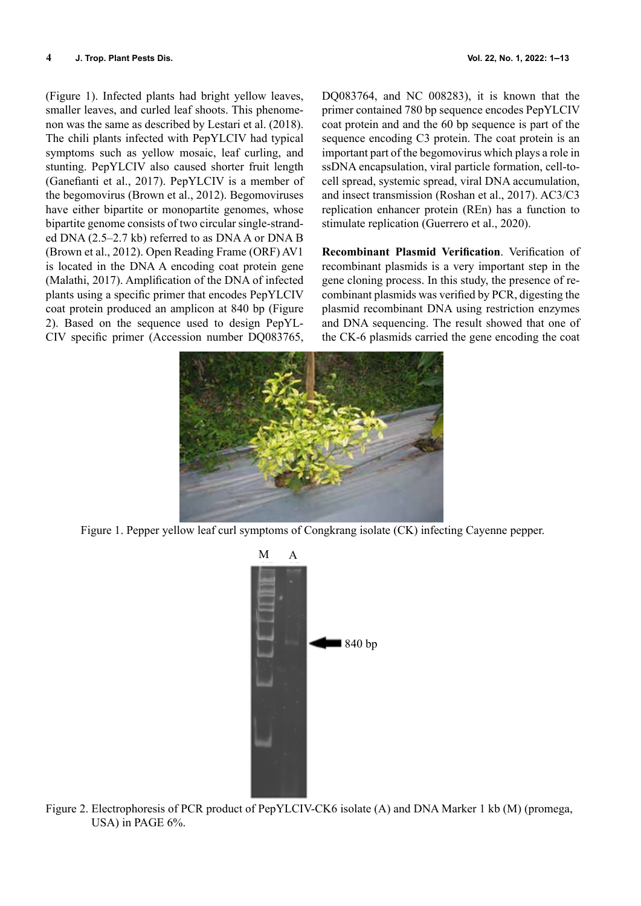(Figure 1). Infected plants had bright yellow leaves, smaller leaves, and curled leaf shoots. This phenomenon was the same as described by Lestari et al. (2018). The chili plants infected with PepYLCIV had typical symptoms such as yellow mosaic, leaf curling, and stunting. PepYLCIV also caused shorter fruit length (Ganefianti et al., 2017). PepYLCIV is a member of the begomovirus (Brown et al., 2012). Begomoviruses have either bipartite or monopartite genomes, whose bipartite genome consists of two circular single-stranded DNA (2.5–2.7 kb) referred to as DNA A or DNA B (Brown et al., 2012). Open Reading Frame (ORF) AV1 is located in the DNA A encoding coat protein gene (Malathi, 2017). Amplification of the DNA of infected plants using a specific primer that encodes PepYLCIV coat protein produced an amplicon at 840 bp (Figure 2). Based on the sequence used to design PepYLCIV specific primer (Accession number DQ083765, DQ083764, and NC 008283), it is known that the primer contained 780 bp sequence encodes PepYLCIV coat protein and and the 60 bp sequence is part of the sequence encoding C3 protein. The coat protein is an important part of the begomovirus which plays a role in ssDNA encapsulation, viral particle formation, cell-to-cell spread, systemic spread, viral DNA accumulation, and insect transmission (Roshan et al., 2017). AC3/C3 replication enhancer protein (REn) has a function to stimulate replication (Guerrero et al., 2020).

**Recombinant Plasmid Verification**. Verification of recombinant plasmids is a very important step in the gene cloning process. In this study, the presence of recombinant plasmids was verified by PCR, digesting the plasmid recombinant DNA using restriction enzymes and DNA sequencing. The result showed that one of the CK-6 plasmids carried the gene encoding the coat

Figure 1. Pepper yellow leaf curl symptoms of Congkrang isolate (CK) infecting Cayenne pepper.

Figure 2. Electrophoresis of PCR product of PepYLCIV-CK6 isolate (A) and DNA Marker 1 kb (M) (promega, USA) in PAGE 6%.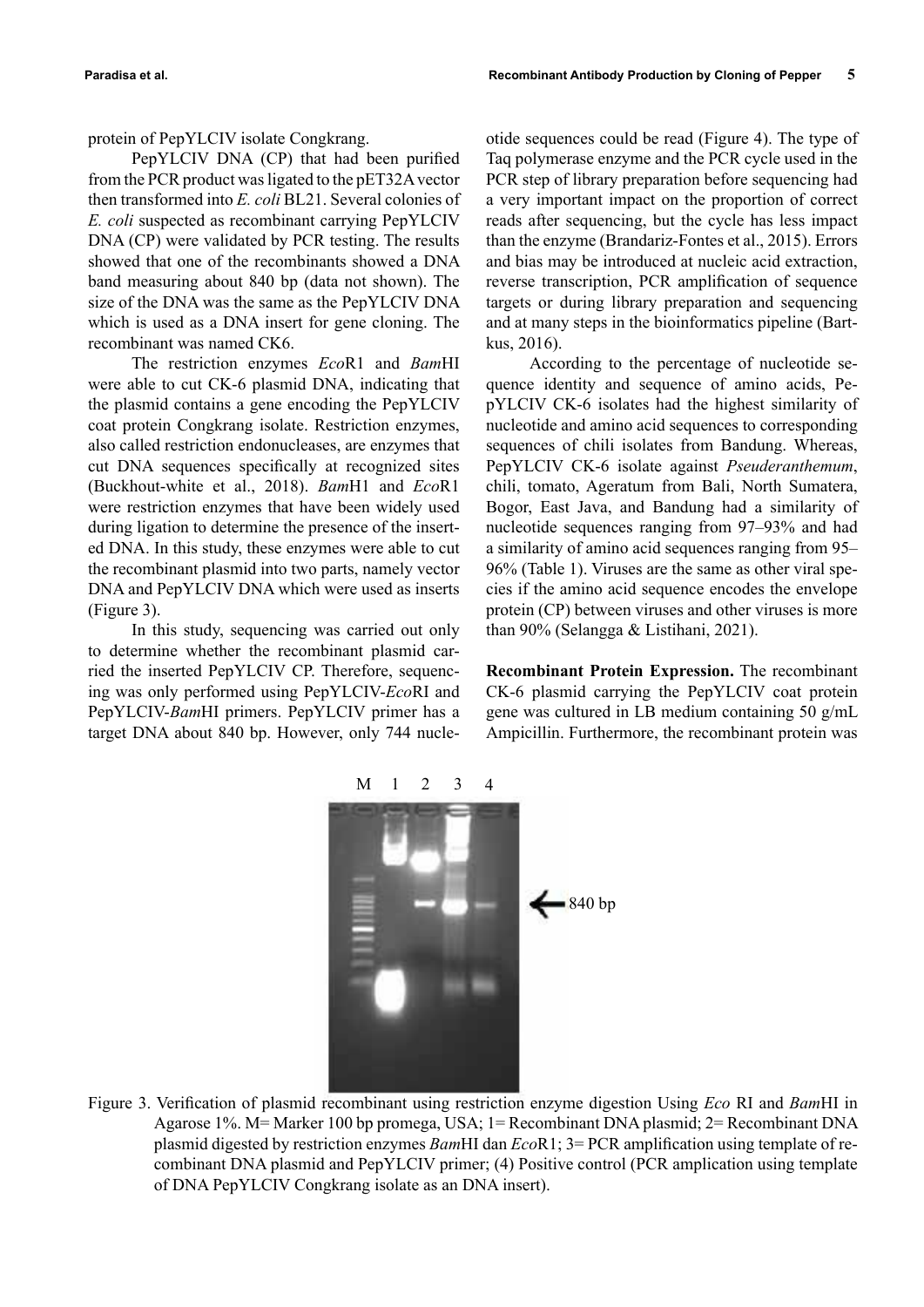protein of PepYLCIV isolate Congkrang.

PepYLCIV DNA (CP) that had been purified from the PCR product was ligated to the pET32A vector then transformed into *E. coli* BL21. Several colonies of *E. coli* suspected as recombinant carrying PepYLCIV DNA (CP) were validated by PCR testing. The results showed that one of the recombinants showed a DNA band measuring about 840 bp (data not shown). The size of the DNA was the same as the PepYLCIV DNA which is used as a DNA insert for gene cloning. The recombinant was named CK6.

The restriction enzymes *Eco*R1 and *Bam*HI were able to cut CK-6 plasmid DNA, indicating that the plasmid contains a gene encoding the PepYLCIV coat protein Congkrang isolate. Restriction enzymes, also called restriction endonucleases, are enzymes that cut DNA sequences specifically at recognized sites (Buckhout-white et al., 2018). *Bam*H1 and *Eco*R1 were restriction enzymes that have been widely used during ligation to determine the presence of the inserted DNA. In this study, these enzymes were able to cut the recombinant plasmid into two parts, namely vector DNA and PepYLCIV DNA which were used as inserts (Figure 3).

In this study, sequencing was carried out only to determine whether the recombinant plasmid carried the inserted PepYLCIV CP. Therefore, sequencing was only performed using PepYLCIV-*Eco*RI and PepYLCIV-*Bam*HI primers. PepYLCIV primer has a target DNA about 840 bp. However, only 744 nucleotide sequences could be read (Figure 4). The type of Taq polymerase enzyme and the PCR cycle used in the PCR step of library preparation before sequencing had a very important impact on the proportion of correct reads after sequencing, but the cycle has less impact than the enzyme (Brandariz-Fontes et al., 2015). Errors and bias may be introduced at nucleic acid extraction, reverse transcription, PCR amplification of sequence targets or during library preparation and sequencing and at many steps in the bioinformatics pipeline (Bartkus, 2016).

According to the percentage of nucleotide sequence identity and sequence of amino acids, PepYLCIV CK-6 isolates had the highest similarity of nucleotide and amino acid sequences to corresponding sequences of chili isolates from Bandung. Whereas, PepYLCIV CK-6 isolate against *Pseuderanthemum*, chili, tomato, Ageratum from Bali, North Sumatera, Bogor, East Java, and Bandung had a similarity of nucleotide sequences ranging from 97–93% and had a similarity of amino acid sequences ranging from 95–96% (Table 1). Viruses are the same as other viral species if the amino acid sequence encodes the envelope protein (CP) between viruses and other viruses is more than 90% (Selangga & Listihani, 2021).

**Recombinant Protein Expression.** The recombinant CK-6 plasmid carrying the PepYLCIV coat protein gene was cultured in LB medium containing 50 g/mL Ampicillin. Furthermore, the recombinant protein was

Figure 3. Verification of plasmid recombinant using restriction enzyme digestion Using *Eco* RI and *Bam*HI in Agarose 1%. M= Marker 100 bp promega, USA; 1= Recombinant DNA plasmid; 2= Recombinant DNA plasmid digested by restriction enzymes *Bam*HI dan *Eco*R1; 3= PCR amplification using template of recombinant DNA plasmid and PepYLCIV primer; (4) Positive control (PCR amplication using template of DNA PepYLCIV Congkrang isolate as an DNA insert).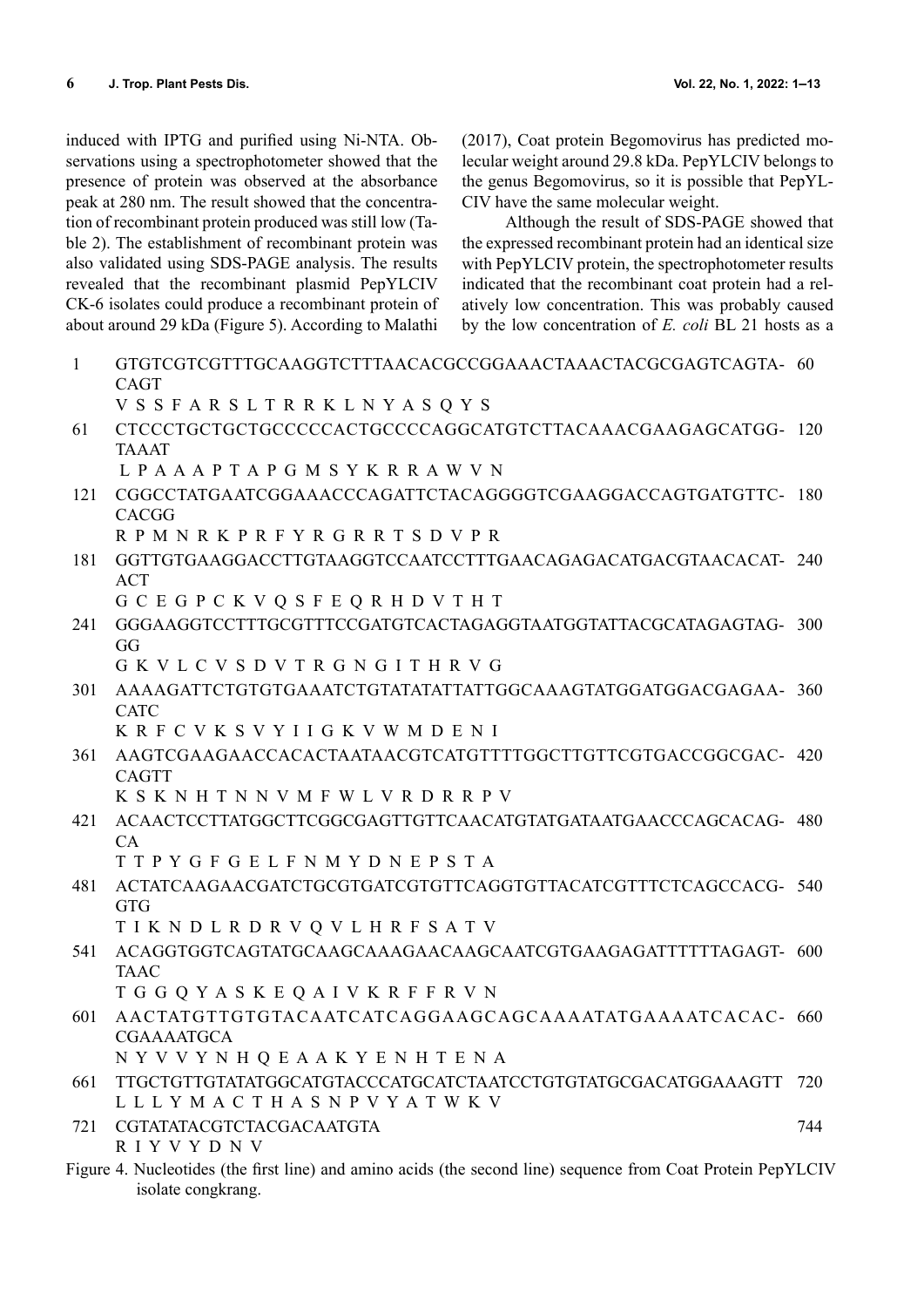induced with IPTG and purified using Ni-NTA. Observations using a spectrophotometer showed that the presence of protein was observed at the absorbance peak at 280 nm. The result showed that the concentration of recombinant protein produced was still low (Table 2). The establishment of recombinant protein was also validated using SDS-PAGE analysis. The results revealed that the recombinant plasmid PepYLCIV CK-6 isolates could produce a recombinant protein of about around 29 kDa (Figure 5). According to Malathi (2017), Coat protein Begomovirus has predicted molecular weight around 29.8 kDa. PepYLCIV belongs to the genus Begomovirus, so it is possible that PepYLCIV have the same molecular weight.

Although the result of SDS-PAGE showed that the expressed recombinant protein had an identical size with PepYLCIV protein, the spectrophotometer results indicated that the recombinant coat protein had a relatively low concentration. This was probably caused by the low concentration of *E. coli* BL 21 hosts as a

```
1    GTGTCGTCGTTTGCAAGGTCTTTAACACGCCGGAAACTAAACTACGCGAGTCAGTA-  60
     CAGT
     V S S F A R S L T R R K L N Y A S Q Y S
61   CTCCCTGCTGCTGCCCCCACTGCCCCAGGCATGTCTTACAAACGAAGAGCATGG-   120
     TAAAT
     L P A A A P T A P G M S Y K R R A W V N
121  CGGCCTATGAATCGGAAACCCAGATTCTACAGGGGTCGAAGGACCAGTGATGTTC-  180
     CACGG
     R P M N R K P R F Y R G R R T S D V P R
181  GGTTGTGAAGGACCTTGTAAGGTCCAATCCTTTGAACAGAGACATGACGTAACACAT- 240
     ACT
     G C E G P C K V Q S F E Q R H D V T H T
241  GGGAAGGTCCTTTGCGTTTCCGATGTCACTAGAGGTAATGGTATTACGCATAGAGTAG- 300
     GG
     G K V L C V S D V T R G N G I T H R V G
301  AAAAGATTCTGTGTGAAATCTGTATATATTATTGGCAAAGTATGGATGGACGAGAA- 360
     CATC
     K R F C V K S V Y I I G K V W M D E N I
361  AAGTCGAAGAACCACACTAATAACGTCATGTTTTGGCTTGTTCGTGACCGGCGAC- 420
     CAGTT
     K S K N H T N N V M F W L V R D R R P V
421  ACAACTCCTTATGGCTTCGGCGAGTTGTTCAACATGTATGATAATGAACCCAGCACAG- 480
     CA
     T T P Y G F G E L F N M Y D N E P S T A
481  ACTATCAAGAACGATCTGCGTGATCGTGTTCAGGTGTTACATCGTTTCTCAGCCACG- 540
     GTG
     T I K N D L R D R V Q V L H R F S A T V
541  ACAGGTGGTCAGTATGCAAGCAAAGAACAAGCAATCGTGAAGAGATTTTTTAGAGT- 600
     TAAC
     T G G Q Y A S K E Q A I V K R F F R V N
601  AACTATGTTGTGTACAATCATCAGGAAGCAGCAAAATATGAAAATCACAC-     660
     CGAAAATGCA
     N Y V V Y N H Q E A A K Y E N H T E N A
661  TTGCTGTTGTATATGGCATGTACCCATGCATCTAATCCTGTGTATGCGACATGGAAAGTT 720
     L L L Y M A C T H A S N P V Y A T W K V
721  CGTATATACGTCTACGACAATGTA                                   744
     R I Y V Y D N V
```

Figure 4. Nucleotides (the first line) and amino acids (the second line) sequence from Coat Protein PepYLCIV isolate congkrang.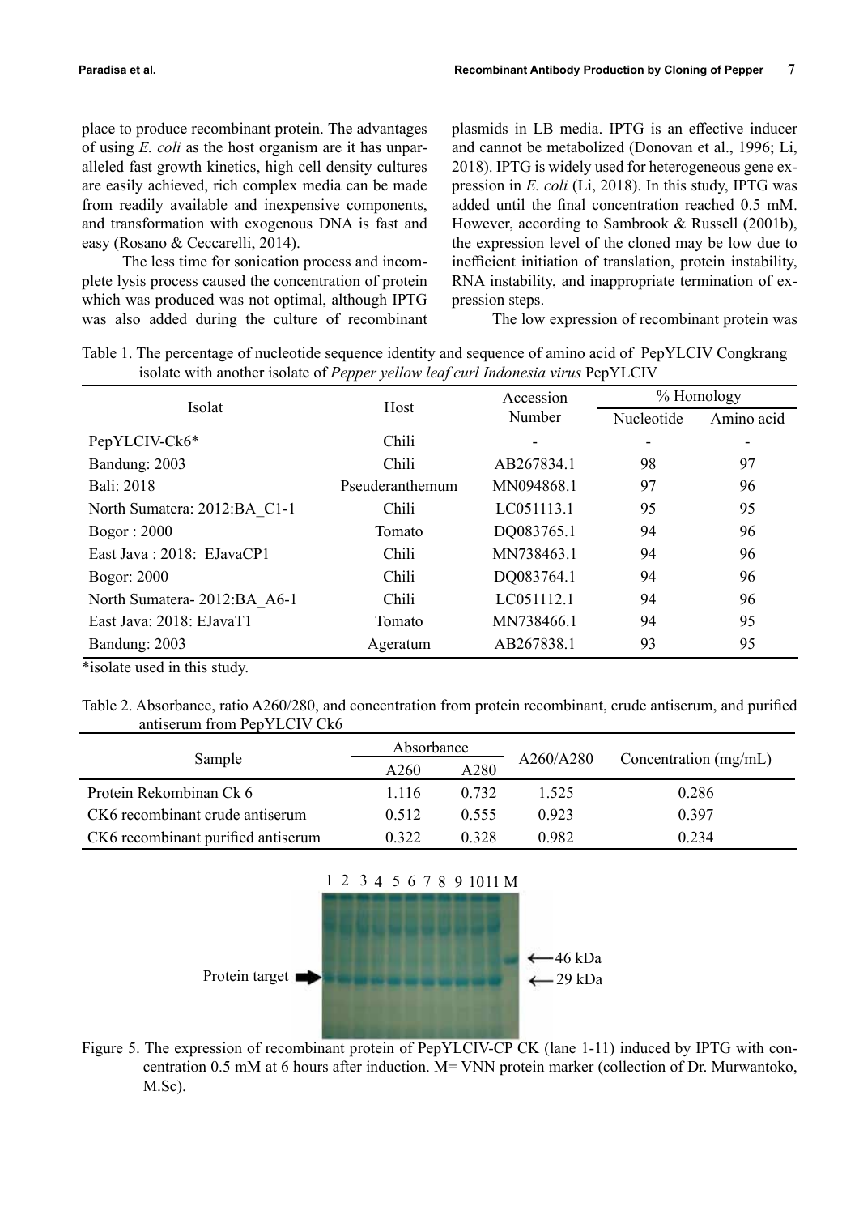place to produce recombinant protein. The advantages of using *E. coli* as the host organism are it has unparalleled fast growth kinetics, high cell density cultures are easily achieved, rich complex media can be made from readily available and inexpensive components, and transformation with exogenous DNA is fast and easy (Rosano & Ceccarelli, 2014).

The less time for sonication process and incomplete lysis process caused the concentration of protein which was produced was not optimal, although IPTG was also added during the culture of recombinant plasmids in LB media. IPTG is an effective inducer and cannot be metabolized (Donovan et al., 1996; Li, 2018). IPTG is widely used for heterogeneous gene expression in *E. coli* (Li, 2018). In this study, IPTG was added until the final concentration reached 0.5 mM. However, according to Sambrook & Russell (2001b), the expression level of the cloned may be low due to inefficient initiation of translation, protein instability, RNA instability, and inappropriate termination of expression steps.

The low expression of recombinant protein was

Table 1. The percentage of nucleotide sequence identity and sequence of amino acid of PepYLCIV Congkrang isolate with another isolate of *Pepper yellow leaf curl Indonesia virus* PepYLCIV

| Isolat | Host | Accession Number | % Homology | |
|---|---|---|---|---|
| | | | Nucleotide | Amino acid |
| PepYLCIV-Ck6* | Chili | - | - | - |
| Bandung: 2003 | Chili | AB267834.1 | 98 | 97 |
| Bali: 2018 | Pseuderanthemum | MN094868.1 | 97 | 96 |
| North Sumatera: 2012:BA_C1-1 | Chili | LC051113.1 | 95 | 95 |
| Bogor : 2000 | Tomato | DQ083765.1 | 94 | 96 |
| East Java : 2018: EJavaCP1 | Chili | MN738463.1 | 94 | 96 |
| Bogor: 2000 | Chili | DQ083764.1 | 94 | 96 |
| North Sumatera- 2012:BA_A6-1 | Chili | LC051112.1 | 94 | 96 |
| East Java: 2018: EJavaT1 | Tomato | MN738466.1 | 94 | 95 |
| Bandung: 2003 | Ageratum | AB267838.1 | 93 | 95 |

*isolate used in this study.

Table 2. Absorbance, ratio A260/280, and concentration from protein recombinant, crude antiserum, and purified antiserum from PepYLCIV Ck6

| Sample | Absorbance | | A260/A280 | Concentration (mg/mL) |
|---|---|---|---|---|
| | A260 | A280 | | |
| Protein Rekombinan Ck 6 | 1.116 | 0.732 | 1.525 | 0.286 |
| CK6 recombinant crude antiserum | 0.512 | 0.555 | 0.923 | 0.397 |
| CK6 recombinant purified antiserum | 0.322 | 0.328 | 0.982 | 0.234 |

Figure 5. The expression of recombinant protein of PepYLCIV-CP CK (lane 1-11) induced by IPTG with concentration 0.5 mM at 6 hours after induction. M= VNN protein marker (collection of Dr. Murwantoko, M.Sc).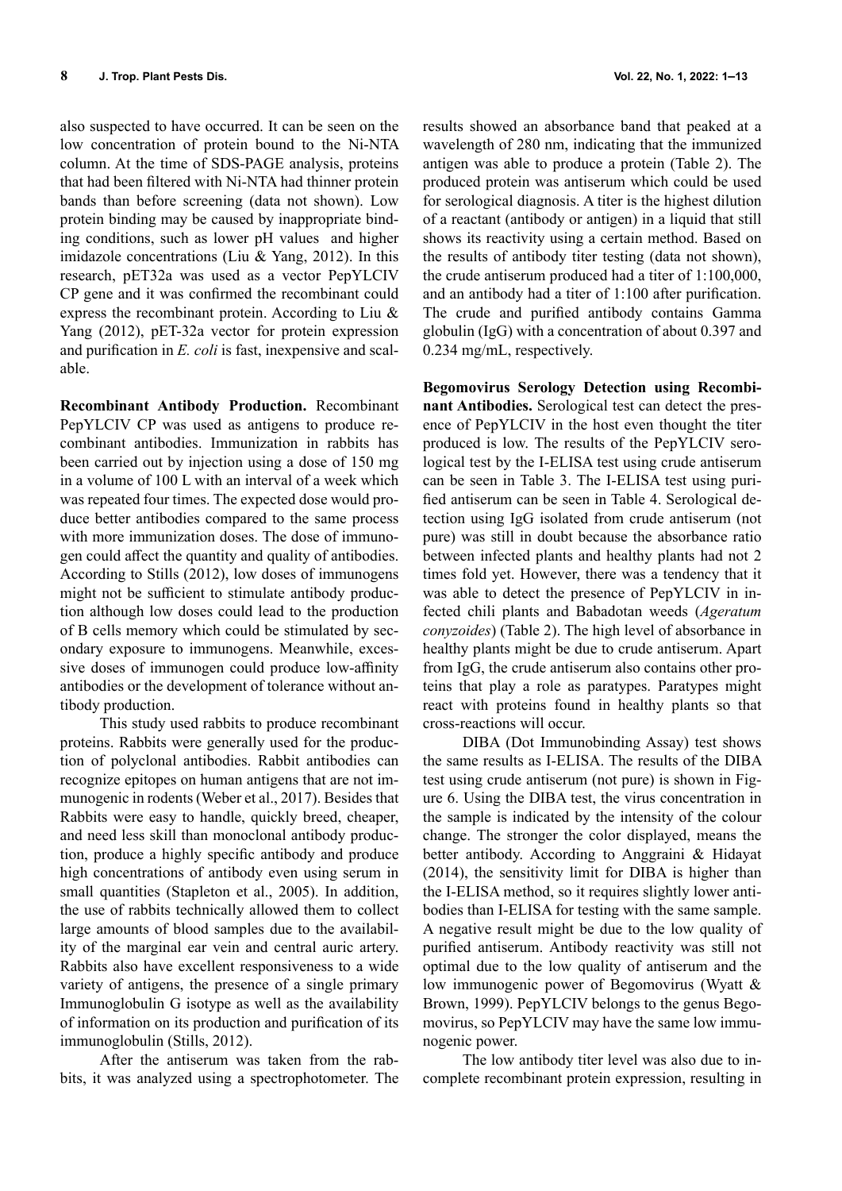also suspected to have occurred. It can be seen on the low concentration of protein bound to the Ni-NTA column. At the time of SDS-PAGE analysis, proteins that had been filtered with Ni-NTA had thinner protein bands than before screening (data not shown). Low protein binding may be caused by inappropriate binding conditions, such as lower pH values and higher imidazole concentrations (Liu & Yang, 2012). In this research, pET32a was used as a vector PepYLCIV CP gene and it was confirmed the recombinant could express the recombinant protein. According to Liu & Yang (2012), pET-32a vector for protein expression and purification in *E. coli* is fast, inexpensive and scalable.

**Recombinant Antibody Production.** Recombinant PepYLCIV CP was used as antigens to produce recombinant antibodies. Immunization in rabbits has been carried out by injection using a dose of 150 mg in a volume of 100 L with an interval of a week which was repeated four times. The expected dose would produce better antibodies compared to the same process with more immunization doses. The dose of immunogen could affect the quantity and quality of antibodies. According to Stills (2012), low doses of immunogens might not be sufficient to stimulate antibody production although low doses could lead to the production of B cells memory which could be stimulated by secondary exposure to immunogens. Meanwhile, excessive doses of immunogen could produce low-affinity antibodies or the development of tolerance without antibody production.

This study used rabbits to produce recombinant proteins. Rabbits were generally used for the production of polyclonal antibodies. Rabbit antibodies can recognize epitopes on human antigens that are not immunogenic in rodents (Weber et al., 2017). Besides that Rabbits were easy to handle, quickly breed, cheaper, and need less skill than monoclonal antibody production, produce a highly specific antibody and produce high concentrations of antibody even using serum in small quantities (Stapleton et al., 2005). In addition, the use of rabbits technically allowed them to collect large amounts of blood samples due to the availability of the marginal ear vein and central auric artery. Rabbits also have excellent responsiveness to a wide variety of antigens, the presence of a single primary Immunoglobulin G isotype as well as the availability of information on its production and purification of its immunoglobulin (Stills, 2012).

After the antiserum was taken from the rabbits, it was analyzed using a spectrophotometer. The results showed an absorbance band that peaked at a wavelength of 280 nm, indicating that the immunized antigen was able to produce a protein (Table 2). The produced protein was antiserum which could be used for serological diagnosis. A titer is the highest dilution of a reactant (antibody or antigen) in a liquid that still shows its reactivity using a certain method. Based on the results of antibody titer testing (data not shown), the crude antiserum produced had a titer of 1:100,000, and an antibody had a titer of 1:100 after purification. The crude and purified antibody contains Gamma globulin (IgG) with a concentration of about 0.397 and 0.234 mg/mL, respectively.

**Begomovirus Serology Detection using Recombinant Antibodies.** Serological test can detect the presence of PepYLCIV in the host even thought the titer produced is low. The results of the PepYLCIV serological test by the I-ELISA test using crude antiserum can be seen in Table 3. The I-ELISA test using purified antiserum can be seen in Table 4. Serological detection using IgG isolated from crude antiserum (not pure) was still in doubt because the absorbance ratio between infected plants and healthy plants had not 2 times fold yet. However, there was a tendency that it was able to detect the presence of PepYLCIV in infected chili plants and Babadotan weeds (*Ageratum conyzoides*) (Table 2). The high level of absorbance in healthy plants might be due to crude antiserum. Apart from IgG, the crude antiserum also contains other proteins that play a role as paratypes. Paratypes might react with proteins found in healthy plants so that cross-reactions will occur.

DIBA (Dot Immunobinding Assay) test shows the same results as I-ELISA. The results of the DIBA test using crude antiserum (not pure) is shown in Figure 6. Using the DIBA test, the virus concentration in the sample is indicated by the intensity of the colour change. The stronger the color displayed, means the better antibody. According to Anggraini & Hidayat (2014), the sensitivity limit for DIBA is higher than the I-ELISA method, so it requires slightly lower antibodies than I-ELISA for testing with the same sample. A negative result might be due to the low quality of purified antiserum. Antibody reactivity was still not optimal due to the low quality of antiserum and the low immunogenic power of Begomovirus (Wyatt & Brown, 1999). PepYLCIV belongs to the genus Begomovirus, so PepYLCIV may have the same low immunogenic power.

The low antibody titer level was also due to incomplete recombinant protein expression, resulting in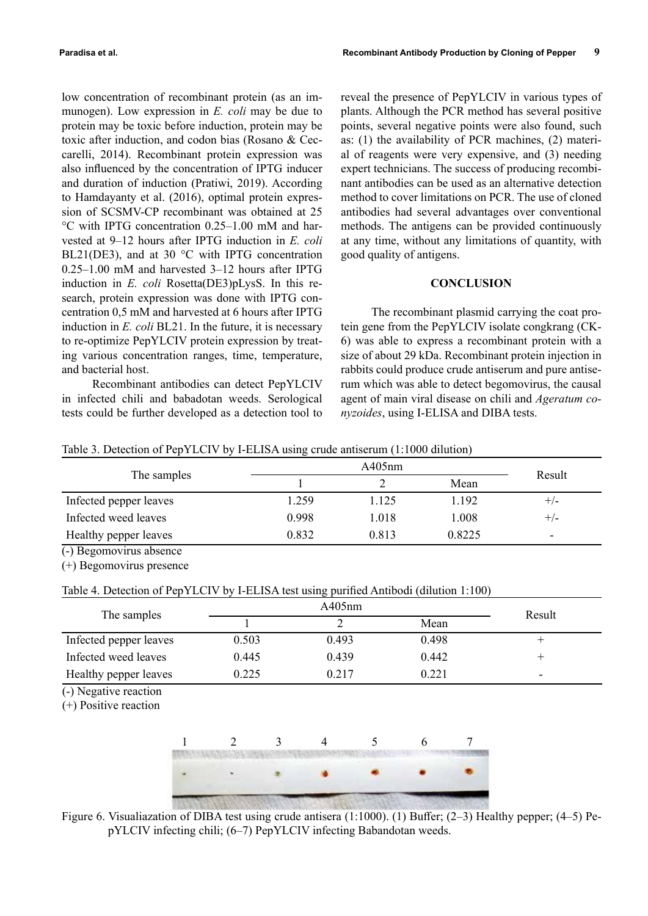low concentration of recombinant protein (as an immunogen). Low expression in *E. coli* may be due to protein may be toxic before induction, protein may be toxic after induction, and codon bias (Rosano & Ceccarelli, 2014). Recombinant protein expression was also influenced by the concentration of IPTG inducer and duration of induction (Pratiwi, 2019). According to Hamdayanty et al. (2016), optimal protein expression of SCSMV-CP recombinant was obtained at 25 °C with IPTG concentration 0.25–1.00 mM and harvested at 9–12 hours after IPTG induction in *E. coli* BL21(DE3), and at 30 °C with IPTG concentration 0.25–1.00 mM and harvested 3–12 hours after IPTG induction in *E. coli* Rosetta(DE3)pLysS. In this research, protein expression was done with IPTG concentration 0,5 mM and harvested at 6 hours after IPTG induction in *E. coli* BL21. In the future, it is necessary to re-optimize PepYLCIV protein expression by treating various concentration ranges, time, temperature, and bacterial host.

Recombinant antibodies can detect PepYLCIV in infected chili and babadotan weeds. Serological tests could be further developed as a detection tool to reveal the presence of PepYLCIV in various types of plants. Although the PCR method has several positive points, several negative points were also found, such as: (1) the availability of PCR machines, (2) material of reagents were very expensive, and (3) needing expert technicians. The success of producing recombinant antibodies can be used as an alternative detection method to cover limitations on PCR. The use of cloned antibodies had several advantages over conventional methods. The antigens can be provided continuously at any time, without any limitations of quantity, with good quality of antigens.

## CONCLUSION

The recombinant plasmid carrying the coat protein gene from the PepYLCIV isolate congkrang (CK-6) was able to express a recombinant protein with a size of about 29 kDa. Recombinant protein injection in rabbits could produce crude antiserum and pure antiserum which was able to detect begomovirus, the causal agent of main viral disease on chili and *Ageratum conyzoides*, using I-ELISA and DIBA tests.

Table 3. Detection of PepYLCIV by I-ELISA using crude antiserum (1:1000 dilution)

| The samples | A405nm | | | Result |
|---|---|---|---|---|
| | 1 | 2 | Mean | |
| Infected pepper leaves | 1.259 | 1.125 | 1.192 | +/- |
| Infected weed leaves | 0.998 | 1.018 | 1.008 | +/- |
| Healthy pepper leaves | 0.832 | 0.813 | 0.8225 | - |

(-) Begomovirus absence
(+) Begomovirus presence

Table 4. Detection of PepYLCIV by I-ELISA test using purified Antibodi (dilution 1:100)

| The samples | A405nm | | | Result |
|---|---|---|---|---|
| | 1 | 2 | Mean | |
| Infected pepper leaves | 0.503 | 0.493 | 0.498 | + |
| Infected weed leaves | 0.445 | 0.439 | 0.442 | + |
| Healthy pepper leaves | 0.225 | 0.217 | 0.221 | - |

(-) Negative reaction
(+) Positive reaction

Figure 6. Visualiazation of DIBA test using crude antisera (1:1000). (1) Buffer; (2–3) Healthy pepper; (4–5) PePYLCIV infecting chili; (6–7) PepYLCIV infecting Babandotan weeds.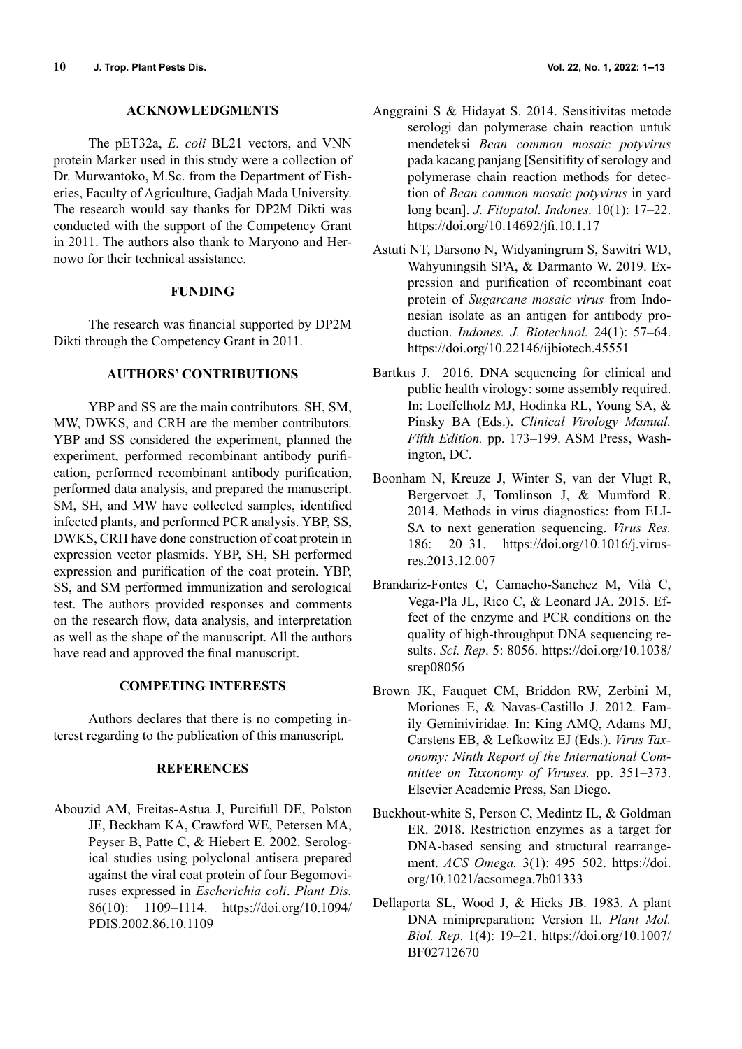## ACKNOWLEDGMENTS

The pET32a, *E. coli* BL21 vectors, and VNN protein Marker used in this study were a collection of Dr. Murwantoko, M.Sc. from the Department of Fisheries, Faculty of Agriculture, Gadjah Mada University. The research would say thanks for DP2M Dikti was conducted with the support of the Competency Grant in 2011. The authors also thank to Maryono and Hernowo for their technical assistance.

## FUNDING

The research was financial supported by DP2M Dikti through the Competency Grant in 2011.

## AUTHORS' CONTRIBUTIONS

YBP and SS are the main contributors. SH, SM, MW, DWKS, and CRH are the member contributors. YBP and SS considered the experiment, planned the experiment, performed recombinant antibody purification, performed recombinant antibody purification, performed data analysis, and prepared the manuscript. SM, SH, and MW have collected samples, identified infected plants, and performed PCR analysis. YBP, SS, DWKS, CRH have done construction of coat protein in expression vector plasmids. YBP, SH, SH performed expression and purification of the coat protein. YBP, SS, and SM performed immunization and serological test. The authors provided responses and comments on the research flow, data analysis, and interpretation as well as the shape of the manuscript. All the authors have read and approved the final manuscript.

## COMPETING INTERESTS

Authors declares that there is no competing interest regarding to the publication of this manuscript.

## REFERENCES

Abouzid AM, Freitas-Astua J, Purcifull DE, Polston JE, Beckham KA, Crawford WE, Petersen MA, Peyser B, Patte C, & Hiebert E. 2002. Serological studies using polyclonal antisera prepared against the viral coat protein of four Begomoviruses expressed in *Escherichia coli*. *Plant Dis.* 86(10): 1109–1114. https://doi.org/10.1094/PDIS.2002.86.10.1109

Anggraini S & Hidayat S. 2014. Sensitivitas metode serologi dan polymerase chain reaction untuk mendeteksi *Bean common mosaic potyvirus* pada kacang panjang [Sensitifity of serology and polymerase chain reaction methods for detection of *Bean common mosaic potyvirus* in yard long bean]. *J. Fitopatol. Indones.* 10(1): 17–22. https://doi.org/10.14692/jfi.10.1.17

Astuti NT, Darsono N, Widyaningrum S, Sawitri WD, Wahyuningsih SPA, & Darmanto W. 2019. Expression and purification of recombinant coat protein of *Sugarcane mosaic virus* from Indonesian isolate as an antigen for antibody production. *Indones. J. Biotechnol.* 24(1): 57–64. https://doi.org/10.22146/ijbiotech.45551

Bartkus J. 2016. DNA sequencing for clinical and public health virology: some assembly required. In: Loeffelholz MJ, Hodinka RL, Young SA, & Pinsky BA (Eds.). *Clinical Virology Manual. Fifth Edition.* pp. 173–199. ASM Press, Washington, DC.

Boonham N, Kreuze J, Winter S, van der Vlugt R, Bergervoet J, Tomlinson J, & Mumford R. 2014. Methods in virus diagnostics: from ELISA to next generation sequencing. *Virus Res.* 186: 20–31. https://doi.org/10.1016/j.virusres.2013.12.007

Brandariz-Fontes C, Camacho-Sanchez M, Vilà C, Vega-Pla JL, Rico C, & Leonard JA. 2015. Effect of the enzyme and PCR conditions on the quality of high-throughput DNA sequencing results. *Sci. Rep*. 5: 8056. https://doi.org/10.1038/srep08056

Brown JK, Fauquet CM, Briddon RW, Zerbini M, Moriones E, & Navas-Castillo J. 2012. Family Geminiviridae. In: King AMQ, Adams MJ, Carstens EB, & Lefkowitz EJ (Eds.). *Virus Taxonomy: Ninth Report of the International Committee on Taxonomy of Viruses.* pp. 351–373. Elsevier Academic Press, San Diego.

Buckhout-white S, Person C, Medintz IL, & Goldman ER. 2018. Restriction enzymes as a target for DNA-based sensing and structural rearrangement. *ACS Omega.* 3(1): 495–502. https://doi.org/10.1021/acsomega.7b01333

Dellaporta SL, Wood J, & Hicks JB. 1983. A plant DNA minipreparation: Version II. *Plant Mol. Biol. Rep*. 1(4): 19–21. https://doi.org/10.1007/BF02712670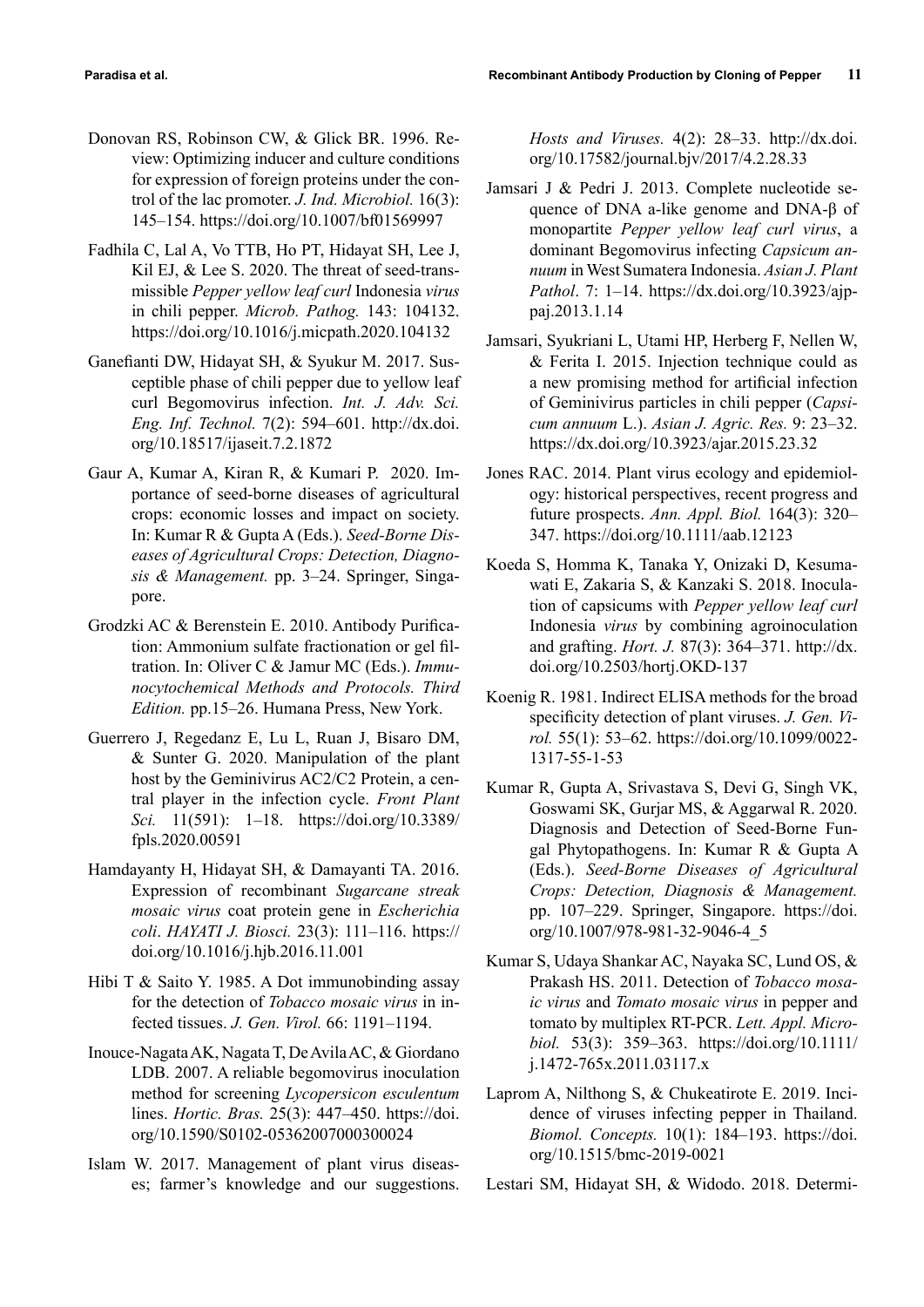Donovan RS, Robinson CW, & Glick BR. 1996. Review: Optimizing inducer and culture conditions for expression of foreign proteins under the control of the lac promoter. *J. Ind. Microbiol.* 16(3): 145–154. https://doi.org/10.1007/bf01569997

Fadhila C, Lal A, Vo TTB, Ho PT, Hidayat SH, Lee J, Kil EJ, & Lee S. 2020. The threat of seed-transmissible *Pepper yellow leaf curl* Indonesia *virus* in chili pepper. *Microb. Pathog.* 143: 104132. https://doi.org/10.1016/j.micpath.2020.104132

Ganefianti DW, Hidayat SH, & Syukur M. 2017. Susceptible phase of chili pepper due to yellow leaf curl Begomovirus infection. *Int. J. Adv. Sci. Eng. Inf. Technol.* 7(2): 594–601. http://dx.doi.org/10.18517/ijaseit.7.2.1872

Gaur A, Kumar A, Kiran R, & Kumari P. 2020. Importance of seed-borne diseases of agricultural crops: economic losses and impact on society. In: Kumar R & Gupta A (Eds.). *Seed-Borne Diseases of Agricultural Crops: Detection, Diagnosis & Management.* pp. 3–24. Springer, Singapore.

Grodzki AC & Berenstein E. 2010. Antibody Purification: Ammonium sulfate fractionation or gel filtration. In: Oliver C & Jamur MC (Eds.). *Immunocytochemical Methods and Protocols. Third Edition.* pp.15–26. Humana Press, New York.

Guerrero J, Regedanz E, Lu L, Ruan J, Bisaro DM, & Sunter G. 2020. Manipulation of the plant host by the Geminivirus AC2/C2 Protein, a central player in the infection cycle. *Front Plant Sci.* 11(591): 1–18. https://doi.org/10.3389/fpls.2020.00591

Hamdayanty H, Hidayat SH, & Damayanti TA. 2016. Expression of recombinant *Sugarcane streak mosaic virus* coat protein gene in *Escherichia coli*. *HAYATI J. Biosci.* 23(3): 111–116. https://doi.org/10.1016/j.hjb.2016.11.001

Hibi T & Saito Y. 1985. A Dot immunobinding assay for the detection of *Tobacco mosaic virus* in infected tissues. *J. Gen. Virol.* 66: 1191–1194.

Inouce-Nagata AK, Nagata T, De Avila AC, & Giordano LDB. 2007. A reliable begomovirus inoculation method for screening *Lycopersicon esculentum* lines. *Hortic. Bras.* 25(3): 447–450. https://doi.org/10.1590/S0102-05362007000300024

Islam W. 2017. Management of plant virus diseases; farmer's knowledge and our suggestions. *Hosts and Viruses.* 4(2): 28–33. http://dx.doi.org/10.17582/journal.bjv/2017/4.2.28.33

Jamsari J & Pedri J. 2013. Complete nucleotide sequence of DNA a-like genome and DNA-β of monopartite *Pepper yellow leaf curl virus*, a dominant Begomovirus infecting *Capsicum annuum* in West Sumatera Indonesia. *Asian J. Plant Pathol*. 7: 1–14. https://dx.doi.org/10.3923/ajppaj.2013.1.14

Jamsari, Syukriani L, Utami HP, Herberg F, Nellen W, & Ferita I. 2015. Injection technique could as a new promising method for artificial infection of Geminivirus particles in chili pepper (*Capsicum annuum* L.). *Asian J. Agric. Res.* 9: 23–32. https://dx.doi.org/10.3923/ajar.2015.23.32

Jones RAC. 2014. Plant virus ecology and epidemiology: historical perspectives, recent progress and future prospects. *Ann. Appl. Biol.* 164(3): 320–347. https://doi.org/10.1111/aab.12123

Koeda S, Homma K, Tanaka Y, Onizaki D, Kesumawati E, Zakaria S, & Kanzaki S. 2018. Inoculation of capsicums with *Pepper yellow leaf curl* Indonesia *virus* by combining agroinoculation and grafting. *Hort. J.* 87(3): 364–371. http://dx.doi.org/10.2503/hortj.OKD-137

Koenig R. 1981. Indirect ELISA methods for the broad specificity detection of plant viruses. *J. Gen. Virol.* 55(1): 53–62. https://doi.org/10.1099/0022-1317-55-1-53

Kumar R, Gupta A, Srivastava S, Devi G, Singh VK, Goswami SK, Gurjar MS, & Aggarwal R. 2020. Diagnosis and Detection of Seed-Borne Fungal Phytopathogens. In: Kumar R & Gupta A (Eds.). *Seed-Borne Diseases of Agricultural Crops: Detection, Diagnosis & Management.* pp. 107–229. Springer, Singapore. https://doi.org/10.1007/978-981-32-9046-4_5

Kumar S, Udaya Shankar AC, Nayaka SC, Lund OS, & Prakash HS. 2011. Detection of *Tobacco mosaic virus* and *Tomato mosaic virus* in pepper and tomato by multiplex RT-PCR. *Lett. Appl. Microbiol.* 53(3): 359–363. https://doi.org/10.1111/j.1472-765x.2011.03117.x

Laprom A, Nilthong S, & Chukeatirote E. 2019. Incidence of viruses infecting pepper in Thailand. *Biomol. Concepts.* 10(1): 184–193. https://doi.org/10.1515/bmc-2019-0021

Lestari SM, Hidayat SH, & Widodo. 2018. Determi-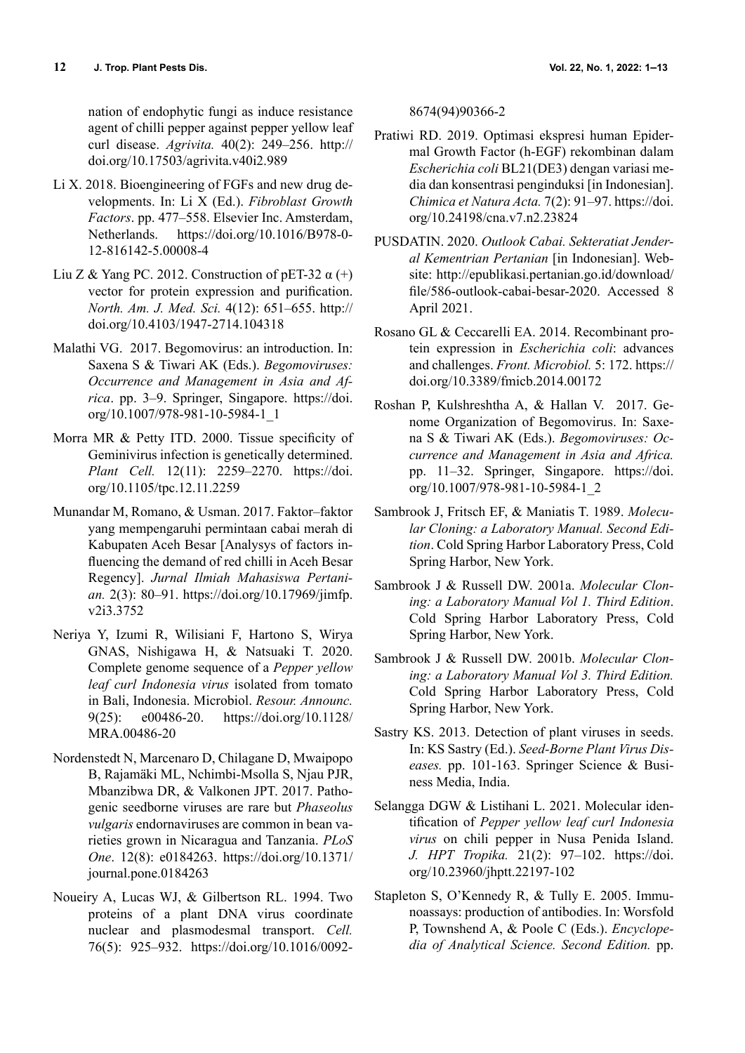nation of endophytic fungi as induce resistance agent of chilli pepper against pepper yellow leaf curl disease. *Agrivita.* 40(2): 249–256. http://doi.org/10.17503/agrivita.v40i2.989

Li X. 2018. Bioengineering of FGFs and new drug developments. In: Li X (Ed.). *Fibroblast Growth Factors*. pp. 477–558. Elsevier Inc. Amsterdam, Netherlands. https://doi.org/10.1016/B978-0-12-816142-5.00008-4

Liu Z & Yang PC. 2012. Construction of pET-32 α (+) vector for protein expression and purification. *North. Am. J. Med. Sci.* 4(12): 651–655. http://doi.org/10.4103/1947-2714.104318

Malathi VG. 2017. Begomovirus: an introduction. In: Saxena S & Tiwari AK (Eds.). *Begomoviruses: Occurrence and Management in Asia and Africa*. pp. 3–9. Springer, Singapore. https://doi.org/10.1007/978-981-10-5984-1_1

Morra MR & Petty ITD. 2000. Tissue specificity of Geminivirus infection is genetically determined. *Plant Cell.* 12(11): 2259–2270. https://doi.org/10.1105/tpc.12.11.2259

Munandar M, Romano, & Usman. 2017. Faktor–faktor yang mempengaruhi permintaan cabai merah di Kabupaten Aceh Besar [Analysys of factors influencing the demand of red chilli in Aceh Besar Regency]. *Jurnal Ilmiah Mahasiswa Pertanian.* 2(3): 80–91. https://doi.org/10.17969/jimfp.v2i3.3752

Neriya Y, Izumi R, Wilisiani F, Hartono S, Wirya GNAS, Nishigawa H, & Natsuaki T. 2020. Complete genome sequence of a *Pepper yellow leaf curl Indonesia virus* isolated from tomato in Bali, Indonesia. Microbiol. *Resour. Announc.* 9(25): e00486-20. https://doi.org/10.1128/MRA.00486-20

Nordenstedt N, Marcenaro D, Chilagane D, Mwaipopo B, Rajamäki ML, Nchimbi-Msolla S, Njau PJR, Mbanzibwa DR, & Valkonen JPT. 2017. Pathogenic seedborne viruses are rare but *Phaseolus vulgaris* endornaviruses are common in bean varieties grown in Nicaragua and Tanzania. *PLoS One*. 12(8): e0184263. https://doi.org/10.1371/journal.pone.0184263

Noueiry A, Lucas WJ, & Gilbertson RL. 1994. Two proteins of a plant DNA virus coordinate nuclear and plasmodesmal transport. *Cell.* 76(5): 925–932. https://doi.org/10.1016/0092-8674(94)90366-2

Pratiwi RD. 2019. Optimasi ekspresi human Epidermal Growth Factor (h-EGF) rekombinan dalam *Escherichia coli* BL21(DE3) dengan variasi media dan konsentrasi penginduksi [in Indonesian]. *Chimica et Natura Acta.* 7(2): 91–97. https://doi.org/10.24198/cna.v7.n2.23824

PUSDATIN. 2020. *Outlook Cabai. Sekteratiat Jenderal Kementrian Pertanian* [in Indonesian]. Website: http://epublikasi.pertanian.go.id/download/file/586-outlook-cabai-besar-2020. Accessed 8 April 2021.

Rosano GL & Ceccarelli EA. 2014. Recombinant protein expression in *Escherichia coli*: advances and challenges. *Front. Microbiol.* 5: 172. https://doi.org/10.3389/fmicb.2014.00172

Roshan P, Kulshreshtha A, & Hallan V. 2017. Genome Organization of Begomovirus. In: Saxena S & Tiwari AK (Eds.). *Begomoviruses: Occurrence and Management in Asia and Africa.* pp. 11–32. Springer, Singapore. https://doi.org/10.1007/978-981-10-5984-1_2

Sambrook J, Fritsch EF, & Maniatis T. 1989. *Molecular Cloning: a Laboratory Manual. Second Edition*. Cold Spring Harbor Laboratory Press, Cold Spring Harbor, New York.

Sambrook J & Russell DW. 2001a. *Molecular Cloning: a Laboratory Manual Vol 1. Third Edition*. Cold Spring Harbor Laboratory Press, Cold Spring Harbor, New York.

Sambrook J & Russell DW. 2001b. *Molecular Cloning: a Laboratory Manual Vol 3. Third Edition.* Cold Spring Harbor Laboratory Press, Cold Spring Harbor, New York.

Sastry KS. 2013. Detection of plant viruses in seeds. In: KS Sastry (Ed.). *Seed-Borne Plant Virus Diseases.* pp. 101-163. Springer Science & Business Media, India.

Selangga DGW & Listihani L. 2021. Molecular identification of *Pepper yellow leaf curl Indonesia virus* on chili pepper in Nusa Penida Island. *J. HPT Tropika.* 21(2): 97–102. https://doi.org/10.23960/jhptt.22197-102

Stapleton S, O'Kennedy R, & Tully E. 2005. Immunoassays: production of antibodies. In: Worsfold P, Townshend A, & Poole C (Eds.). *Encyclopedia of Analytical Science. Second Edition.* pp.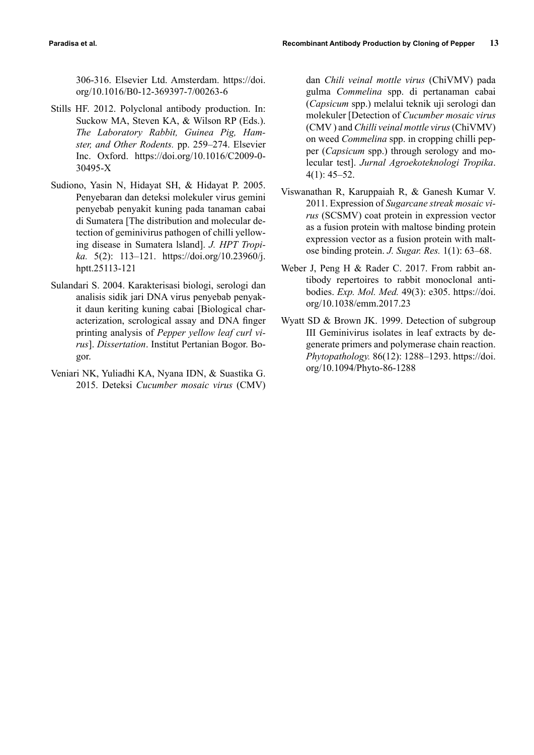306-316. Elsevier Ltd. Amsterdam. https://doi.org/10.1016/B0-12-369397-7/00263-6

Stills HF. 2012. Polyclonal antibody production. In: Suckow MA, Steven KA, & Wilson RP (Eds.). *The Laboratory Rabbit, Guinea Pig, Hamster, and Other Rodents.* pp. 259–274. Elsevier Inc. Oxford. https://doi.org/10.1016/C2009-0-30495-X

Sudiono, Yasin N, Hidayat SH, & Hidayat P. 2005. Penyebaran dan deteksi molekuler virus gemini penyebab penyakit kuning pada tanaman cabai di Sumatera [The distribution and molecular detection of geminivirus pathogen of chilli yellowing disease in Sumatera lsland]. *J. HPT Tropika.* 5(2): 113–121. https://doi.org/10.23960/j.hptt.25113-121

Sulandari S. 2004. Karakterisasi biologi, serologi dan analisis sidik jari DNA virus penyebab penyakit daun keriting kuning cabai [Biological characterization, scrological assay and DNA finger printing analysis of *Pepper yellow leaf curl virus*]. *Dissertation*. Institut Pertanian Bogor. Bogor.

Veniari NK, Yuliadhi KA, Nyana IDN, & Suastika G. 2015. Deteksi *Cucumber mosaic virus* (CMV) dan *Chili veinal mottle virus* (ChiVMV) pada gulma *Commelina* spp. di pertanaman cabai (*Capsicum* spp.) melalui teknik uji serologi dan molekuler [Detection of *Cucumber mosaic virus* (CMV ) and *Chilli veinal mottle virus* (ChiVMV) on weed *Commelina* spp. in cropping chilli pepper (*Capsicum* spp.) through serology and molecular test]. *Jurnal Agroekoteknologi Tropika*. 4(1): 45–52.

Viswanathan R, Karuppaiah R, & Ganesh Kumar V. 2011. Expression of *Sugarcane streak mosaic virus* (SCSMV) coat protein in expression vector as a fusion protein with maltose binding protein expression vector as a fusion protein with maltose binding protein. *J. Sugar. Res.* 1(1): 63–68.

Weber J, Peng H & Rader C. 2017. From rabbit antibody repertoires to rabbit monoclonal antibodies. *Exp. Mol. Med.* 49(3): e305. https://doi.org/10.1038/emm.2017.23

Wyatt SD & Brown JK. 1999. Detection of subgroup III Geminivirus isolates in leaf extracts by degenerate primers and polymerase chain reaction. *Phytopathology.* 86(12): 1288–1293. https://doi.org/10.1094/Phyto-86-1288